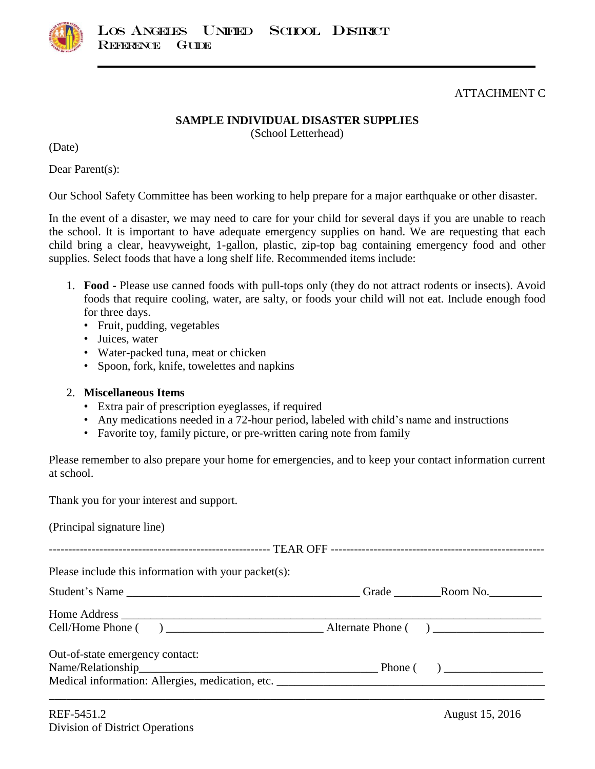ATTACHMENT C

## SAMPLE INDIVIDUAL DISASTER SUPPLIES

(School Letterhead)

(Date)

Dear Parent(s):

Our School Safety Committee has been working to help prepare for a major earthquake or other disaster.

In the event of a disaster, we may need to care for your child for several days if you are unable to reach the school. It is important to have adequate emergency supplies on hand. We are requesting that each child bring a clear, heavyweight, 1-gallon, plastic, zip-top bag containing emergency food and other supplies. Select foods that have a long shelf life. Recommended items include:

1. **Food -** Please use canned foods with pull-tops only (they do not attract rodents or insects). Avoid foods that require cooling, water, are salty, or foods your child will not eat. Include enough food for three days.
   - Fruit, pudding, vegetables
   - Juices, water
   - Water-packed tuna, meat or chicken
   - Spoon, fork, knife, towelettes and napkins

2. **Miscellaneous Items**
   - Extra pair of prescription eyeglasses, if required
   - Any medications needed in a 72-hour period, labeled with child's name and instructions
   - Favorite toy, family picture, or pre-written caring note from family

Please remember to also prepare your home for emergencies, and to keep your contact information current at school.

Thank you for your interest and support.

(Principal signature line)

-------------------------------------------------------- TEAR OFF --------------------------------------------------------

Please include this information with your packet(s):

Student's Name ________________________________________ Grade ________Room No._________

Home Address ____________________________________________________________________

Cell/Home Phone (     ) ___________________________ Alternate Phone (     ) ___________________

Out-of-state emergency contact:

Name/Relationship_________________________________________ Phone (     ) _________________

Medical information: Allergies, medication, etc. _____________________________________________

__________________________________________________________________________________

REF-5451.2
Division of District Operations

August 15, 2016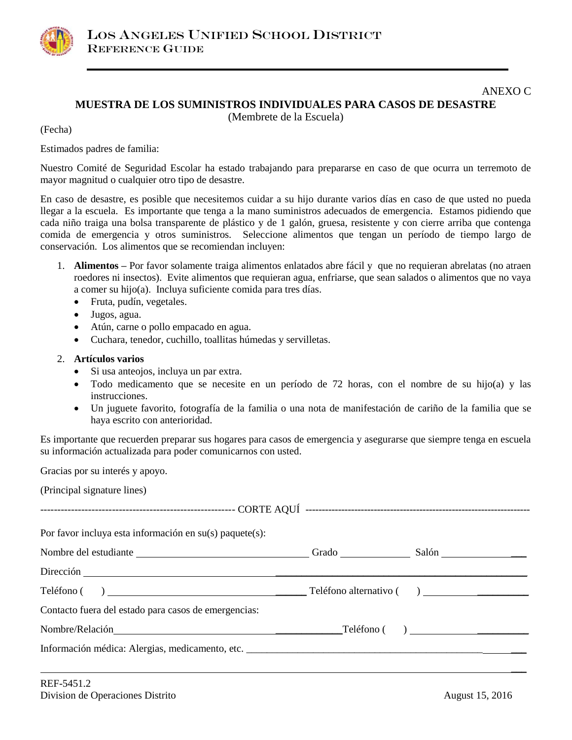ANEXO C

## MUESTRA DE LOS SUMINISTROS INDIVIDUALES PARA CASOS DE DESASTRE

(Membrete de la Escuela)

(Fecha)

Estimados padres de familia:

Nuestro Comité de Seguridad Escolar ha estado trabajando para prepararse en caso de que ocurra un terremoto de mayor magnitud o cualquier otro tipo de desastre.

En caso de desastre, es posible que necesitemos cuidar a su hijo durante varios días en caso de que usted no pueda llegar a la escuela. Es importante que tenga a la mano suministros adecuados de emergencia. Estamos pidiendo que cada niño traiga una bolsa transparente de plástico y de 1 galón, gruesa, resistente y con cierre arriba que contenga comida de emergencia y otros suministros. Seleccione alimentos que tengan un período de tiempo largo de conservación. Los alimentos que se recomiendan incluyen:

1. **Alimentos –** Por favor solamente traiga alimentos enlatados abre fácil y que no requieran abrelatas (no atraen roedores ni insectos). Evite alimentos que requieran agua, enfriarse, que sean salados o alimentos que no vaya a comer su hijo(a). Incluya suficiente comida para tres días.
   - Fruta, pudín, vegetales.
   - Jugos, agua.
   - Atún, carne o pollo empacado en agua.
   - Cuchara, tenedor, cuchillo, toallitas húmedas y servilletas.
2. **Artículos varios**
   - Si usa anteojos, incluya un par extra.
   - Todo medicamento que se necesite en un período de 72 horas, con el nombre de su hijo(a) y las instrucciones.
   - Un juguete favorito, fotografía de la familia o una nota de manifestación de cariño de la familia que se haya escrito con anterioridad.

Es importante que recuerden preparar sus hogares para casos de emergencia y asegurarse que siempre tenga en escuela su información actualizada para poder comunicarnos con usted.

Gracias por su interés y apoyo.

(Principal signature lines)

--------------------------------------------------------- CORTE AQUÍ ---------------------------------------------------------------------

Por favor incluya esta información en su(s) paquete(s):

Nombre del estudiante ______________________ Grado __________ Salón __________

Dirección ______________________________________________________________

Teléfono (    ) ______________________ Teléfono alternativo (    ) ______________

Contacto fuera del estado para casos de emergencias:

Nombre/Relación______________________________Teléfono (    ) ______________

Información médica: Alergias, medicamento, etc. ___________________________________

________________________________________________________________________

REF-5451.2
Division de Operaciones Distrito
August 15, 2016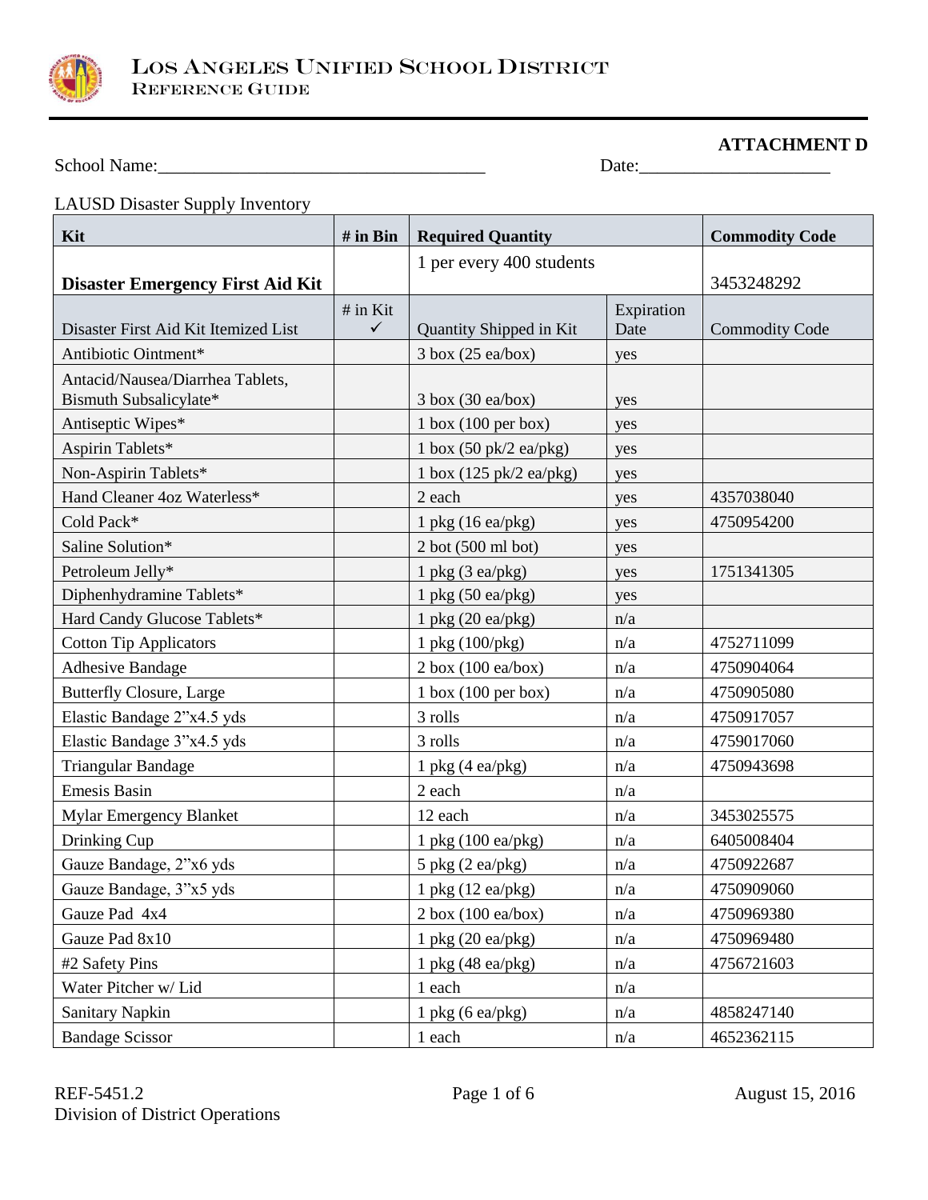**ATTACHMENT D**

School Name:___________________________________ Date:____________________

LAUSD Disaster Supply Inventory

| Kit | # in Bin | Required Quantity | | Commodity Code |
|---|---|---|---|---|
| **Disaster Emergency First Aid Kit** | | 1 per every 400 students | | 3453248292 |
| Disaster First Aid Kit Itemized List | # in Kit ✓ | Quantity Shipped in Kit | Expiration Date | Commodity Code |
| Antibiotic Ointment* | | 3 box (25 ea/box) | yes | |
| Antacid/Nausea/Diarrhea Tablets, Bismuth Subsalicylate* | | 3 box (30 ea/box) | yes | |
| Antiseptic Wipes* | | 1 box (100 per box) | yes | |
| Aspirin Tablets* | | 1 box (50 pk/2 ea/pkg) | yes | |
| Non-Aspirin Tablets* | | 1 box (125 pk/2 ea/pkg) | yes | |
| Hand Cleaner 4oz Waterless* | | 2 each | yes | 4357038040 |
| Cold Pack* | | 1 pkg (16 ea/pkg) | yes | 4750954200 |
| Saline Solution* | | 2 bot (500 ml bot) | yes | |
| Petroleum Jelly* | | 1 pkg (3 ea/pkg) | yes | 1751341305 |
| Diphenhydramine Tablets* | | 1 pkg (50 ea/pkg) | yes | |
| Hard Candy Glucose Tablets* | | 1 pkg (20 ea/pkg) | n/a | |
| Cotton Tip Applicators | | 1 pkg (100/pkg) | n/a | 4752711099 |
| Adhesive Bandage | | 2 box (100 ea/box) | n/a | 4750904064 |
| Butterfly Closure, Large | | 1 box (100 per box) | n/a | 4750905080 |
| Elastic Bandage 2"x4.5 yds | | 3 rolls | n/a | 4750917057 |
| Elastic Bandage 3"x4.5 yds | | 3 rolls | n/a | 4759017060 |
| Triangular Bandage | | 1 pkg (4 ea/pkg) | n/a | 4750943698 |
| Emesis Basin | | 2 each | n/a | |
| Mylar Emergency Blanket | | 12 each | n/a | 3453025575 |
| Drinking Cup | | 1 pkg (100 ea/pkg) | n/a | 6405008404 |
| Gauze Bandage, 2"x6 yds | | 5 pkg (2 ea/pkg) | n/a | 4750922687 |
| Gauze Bandage, 3"x5 yds | | 1 pkg (12 ea/pkg) | n/a | 4750909060 |
| Gauze Pad 4x4 | | 2 box (100 ea/box) | n/a | 4750969380 |
| Gauze Pad 8x10 | | 1 pkg (20 ea/pkg) | n/a | 4750969480 |
| #2 Safety Pins | | 1 pkg (48 ea/pkg) | n/a | 4756721603 |
| Water Pitcher w/ Lid | | 1 each | n/a | |
| Sanitary Napkin | | 1 pkg (6 ea/pkg) | n/a | 4858247140 |
| Bandage Scissor | | 1 each | n/a | 4652362115 |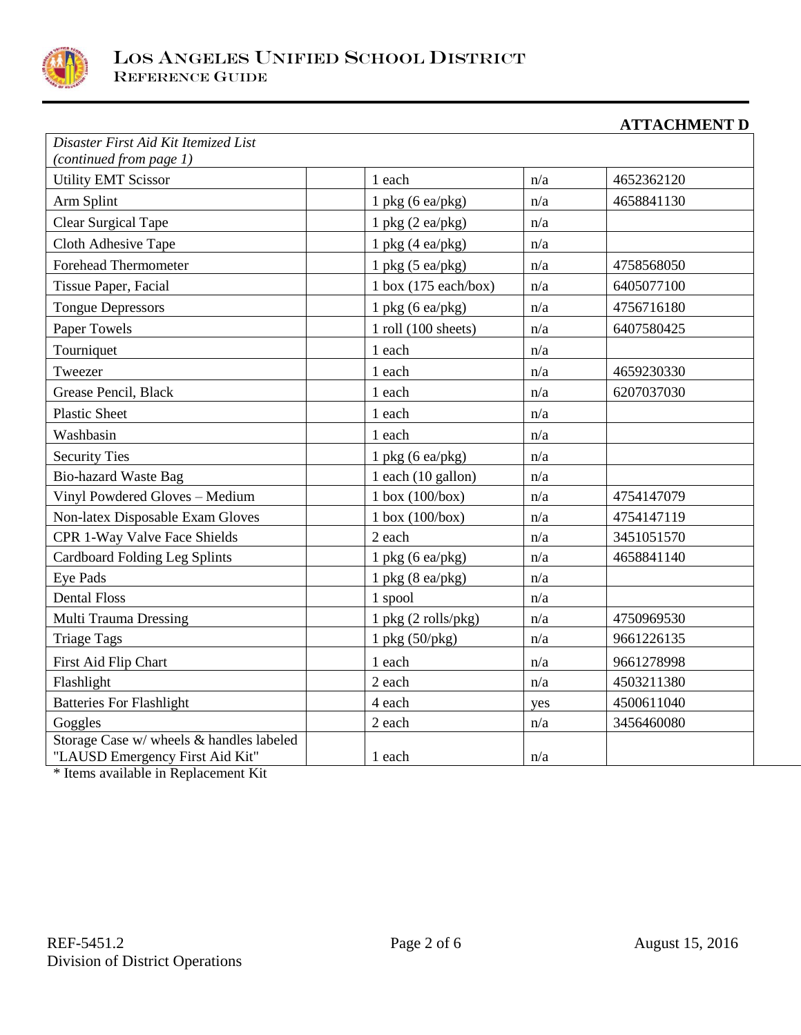**ATTACHMENT D**

| *Disaster First Aid Kit Itemized List (continued from page 1)* | | | | |
|---|---|---|---|---|
| Utility EMT Scissor | | 1 each | n/a | 4652362120 |
| Arm Splint | | 1 pkg (6 ea/pkg) | n/a | 4658841130 |
| Clear Surgical Tape | | 1 pkg (2 ea/pkg) | n/a | |
| Cloth Adhesive Tape | | 1 pkg (4 ea/pkg) | n/a | |
| Forehead Thermometer | | 1 pkg (5 ea/pkg) | n/a | 4758568050 |
| Tissue Paper, Facial | | 1 box (175 each/box) | n/a | 6405077100 |
| Tongue Depressors | | 1 pkg (6 ea/pkg) | n/a | 4756716180 |
| Paper Towels | | 1 roll (100 sheets) | n/a | 6407580425 |
| Tourniquet | | 1 each | n/a | |
| Tweezer | | 1 each | n/a | 4659230330 |
| Grease Pencil, Black | | 1 each | n/a | 6207037030 |
| Plastic Sheet | | 1 each | n/a | |
| Washbasin | | 1 each | n/a | |
| Security Ties | | 1 pkg (6 ea/pkg) | n/a | |
| Bio-hazard Waste Bag | | 1 each (10 gallon) | n/a | |
| Vinyl Powdered Gloves – Medium | | 1 box (100/box) | n/a | 4754147079 |
| Non-latex Disposable Exam Gloves | | 1 box (100/box) | n/a | 4754147119 |
| CPR 1-Way Valve Face Shields | | 2 each | n/a | 3451051570 |
| Cardboard Folding Leg Splints | | 1 pkg (6 ea/pkg) | n/a | 4658841140 |
| Eye Pads | | 1 pkg (8 ea/pkg) | n/a | |
| Dental Floss | | 1 spool | n/a | |
| Multi Trauma Dressing | | 1 pkg (2 rolls/pkg) | n/a | 4750969530 |
| Triage Tags | | 1 pkg (50/pkg) | n/a | 9661226135 |
| First Aid Flip Chart | | 1 each | n/a | 9661278998 |
| Flashlight | | 2 each | n/a | 4503211380 |
| Batteries For Flashlight | | 4 each | yes | 4500611040 |
| Goggles | | 2 each | n/a | 3456460080 |
| Storage Case w/ wheels & handles labeled "LAUSD Emergency First Aid Kit" | | 1 each | n/a | |

* Items available in Replacement Kit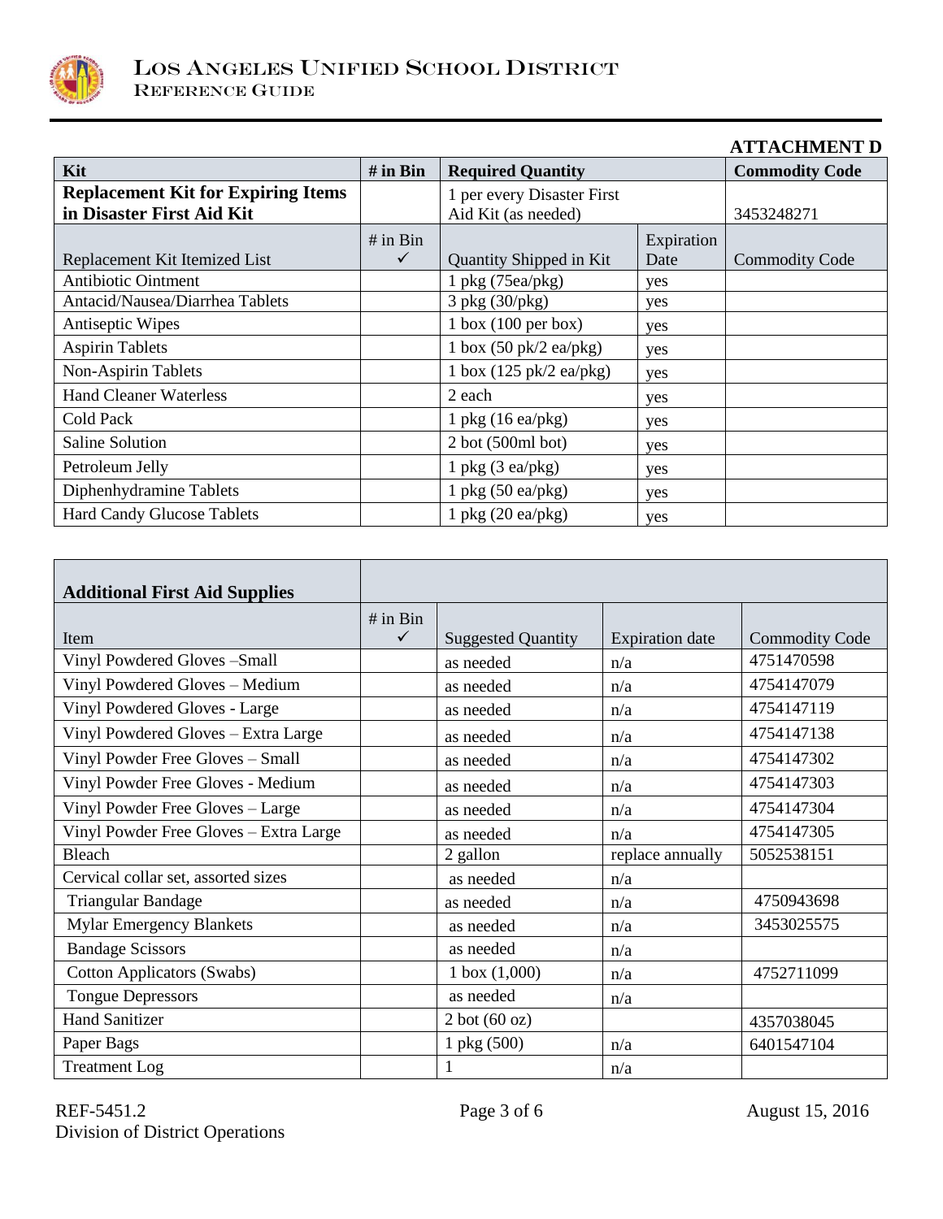**ATTACHMENT D**

| Kit | # in Bin | Required Quantity | | Commodity Code |
|---|---|---|---|---|
| **Replacement Kit for Expiring Items in Disaster First Aid Kit** | | 1 per every Disaster First Aid Kit (as needed) | | 3453248271 |
| Replacement Kit Itemized List | # in Bin ✓ | Quantity Shipped in Kit | Expiration Date | Commodity Code |
| Antibiotic Ointment | | 1 pkg (75ea/pkg) | yes | |
| Antacid/Nausea/Diarrhea Tablets | | 3 pkg (30/pkg) | yes | |
| Antiseptic Wipes | | 1 box (100 per box) | yes | |
| Aspirin Tablets | | 1 box (50 pk/2 ea/pkg) | yes | |
| Non-Aspirin Tablets | | 1 box (125 pk/2 ea/pkg) | yes | |
| Hand Cleaner Waterless | | 2 each | yes | |
| Cold Pack | | 1 pkg (16 ea/pkg) | yes | |
| Saline Solution | | 2 bot (500ml bot) | yes | |
| Petroleum Jelly | | 1 pkg (3 ea/pkg) | yes | |
| Diphenhydramine Tablets | | 1 pkg (50 ea/pkg) | yes | |
| Hard Candy Glucose Tablets | | 1 pkg (20 ea/pkg) | yes | |

| **Additional First Aid Supplies** | | | | |
|---|---|---|---|---|
| Item | # in Bin ✓ | Suggested Quantity | Expiration date | Commodity Code |
| Vinyl Powdered Gloves –Small | | as needed | n/a | 4751470598 |
| Vinyl Powdered Gloves – Medium | | as needed | n/a | 4754147079 |
| Vinyl Powdered Gloves - Large | | as needed | n/a | 4754147119 |
| Vinyl Powdered Gloves – Extra Large | | as needed | n/a | 4754147138 |
| Vinyl Powder Free Gloves – Small | | as needed | n/a | 4754147302 |
| Vinyl Powder Free Gloves - Medium | | as needed | n/a | 4754147303 |
| Vinyl Powder Free Gloves – Large | | as needed | n/a | 4754147304 |
| Vinyl Powder Free Gloves – Extra Large | | as needed | n/a | 4754147305 |
| Bleach | | 2 gallon | replace annually | 5052538151 |
| Cervical collar set, assorted sizes | | as needed | n/a | |
| Triangular Bandage | | as needed | n/a | 4750943698 |
| Mylar Emergency Blankets | | as needed | n/a | 3453025575 |
| Bandage Scissors | | as needed | n/a | |
| Cotton Applicators (Swabs) | | 1 box (1,000) | n/a | 4752711099 |
| Tongue Depressors | | as needed | n/a | |
| Hand Sanitizer | | 2 bot (60 oz) | | 4357038045 |
| Paper Bags | | 1 pkg (500) | n/a | 6401547104 |
| Treatment Log | | 1 | n/a | |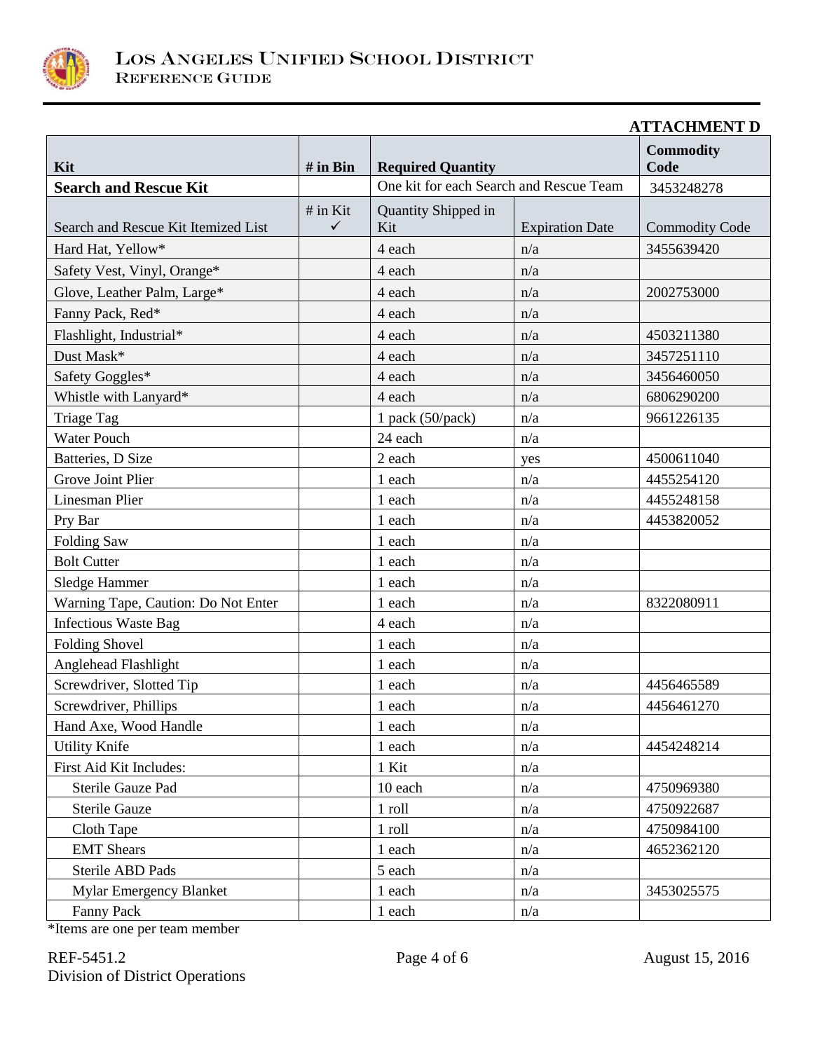**ATTACHMENT D**

| Kit | # in Bin | Required Quantity | | Commodity Code |
|---|---|---|---|---|
| **Search and Rescue Kit** | | One kit for each Search and Rescue Team | | 3453248278 |
| Search and Rescue Kit Itemized List | # in Kit ✓ | Quantity Shipped in Kit | Expiration Date | Commodity Code |
| Hard Hat, Yellow* | | 4 each | n/a | 3455639420 |
| Safety Vest, Vinyl, Orange* | | 4 each | n/a | |
| Glove, Leather Palm, Large* | | 4 each | n/a | 2002753000 |
| Fanny Pack, Red* | | 4 each | n/a | |
| Flashlight, Industrial* | | 4 each | n/a | 4503211380 |
| Dust Mask* | | 4 each | n/a | 3457251110 |
| Safety Goggles* | | 4 each | n/a | 3456460050 |
| Whistle with Lanyard* | | 4 each | n/a | 6806290200 |
| Triage Tag | | 1 pack (50/pack) | n/a | 9661226135 |
| Water Pouch | | 24 each | n/a | |
| Batteries, D Size | | 2 each | yes | 4500611040 |
| Grove Joint Plier | | 1 each | n/a | 4455254120 |
| Linesman Plier | | 1 each | n/a | 4455248158 |
| Pry Bar | | 1 each | n/a | 4453820052 |
| Folding Saw | | 1 each | n/a | |
| Bolt Cutter | | 1 each | n/a | |
| Sledge Hammer | | 1 each | n/a | |
| Warning Tape, Caution: Do Not Enter | | 1 each | n/a | 8322080911 |
| Infectious Waste Bag | | 4 each | n/a | |
| Folding Shovel | | 1 each | n/a | |
| Anglehead Flashlight | | 1 each | n/a | |
| Screwdriver, Slotted Tip | | 1 each | n/a | 4456465589 |
| Screwdriver, Phillips | | 1 each | n/a | 4456461270 |
| Hand Axe, Wood Handle | | 1 each | n/a | |
| Utility Knife | | 1 each | n/a | 4454248214 |
| First Aid Kit Includes: | | 1 Kit | n/a | |
| Sterile Gauze Pad | | 10 each | n/a | 4750969380 |
| Sterile Gauze | | 1 roll | n/a | 4750922687 |
| Cloth Tape | | 1 roll | n/a | 4750984100 |
| EMT Shears | | 1 each | n/a | 4652362120 |
| Sterile ABD Pads | | 5 each | n/a | |
| Mylar Emergency Blanket | | 1 each | n/a | 3453025575 |
| Fanny Pack | | 1 each | n/a | |

*Items are one per team member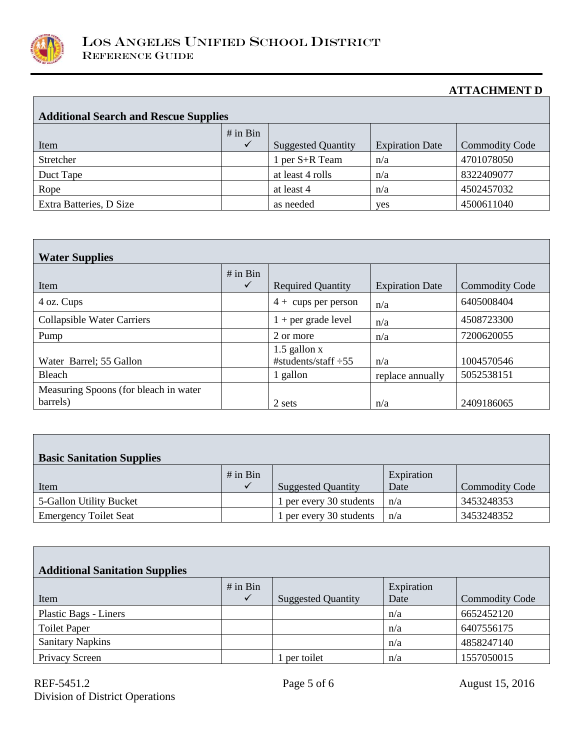**ATTACHMENT D**

| Additional Search and Rescue Supplies | | | | |
|---|---|---|---|---|
| Item | # in Bin ✓ | Suggested Quantity | Expiration Date | Commodity Code |
| Stretcher | | 1 per S+R Team | n/a | 4701078050 |
| Duct Tape | | at least 4 rolls | n/a | 8322409077 |
| Rope | | at least 4 | n/a | 4502457032 |
| Extra Batteries, D Size | | as needed | yes | 4500611040 |

| Water Supplies | | | | |
|---|---|---|---|---|
| Item | # in Bin ✓ | Required Quantity | Expiration Date | Commodity Code |
| 4 oz. Cups | | 4 + cups per person | n/a | 6405008404 |
| Collapsible Water Carriers | | 1 + per grade level | n/a | 4508723300 |
| Pump | | 2 or more | n/a | 7200620055 |
| Water Barrel; 55 Gallon | | 1.5 gallon x #students/staff ÷55 | n/a | 1004570546 |
| Bleach | | 1 gallon | replace annually | 5052538151 |
| Measuring Spoons (for bleach in water barrels) | | 2 sets | n/a | 2409186065 |

| Basic Sanitation Supplies | | | | |
|---|---|---|---|---|
| Item | # in Bin ✓ | Suggested Quantity | Expiration Date | Commodity Code |
| 5-Gallon Utility Bucket | | 1 per every 30 students | n/a | 3453248353 |
| Emergency Toilet Seat | | 1 per every 30 students | n/a | 3453248352 |

| Additional Sanitation Supplies | | | | |
|---|---|---|---|---|
| Item | # in Bin ✓ | Suggested Quantity | Expiration Date | Commodity Code |
| Plastic Bags - Liners | | | n/a | 6652452120 |
| Toilet Paper | | | n/a | 6407556175 |
| Sanitary Napkins | | | n/a | 4858247140 |
| Privacy Screen | | 1 per toilet | n/a | 1557050015 |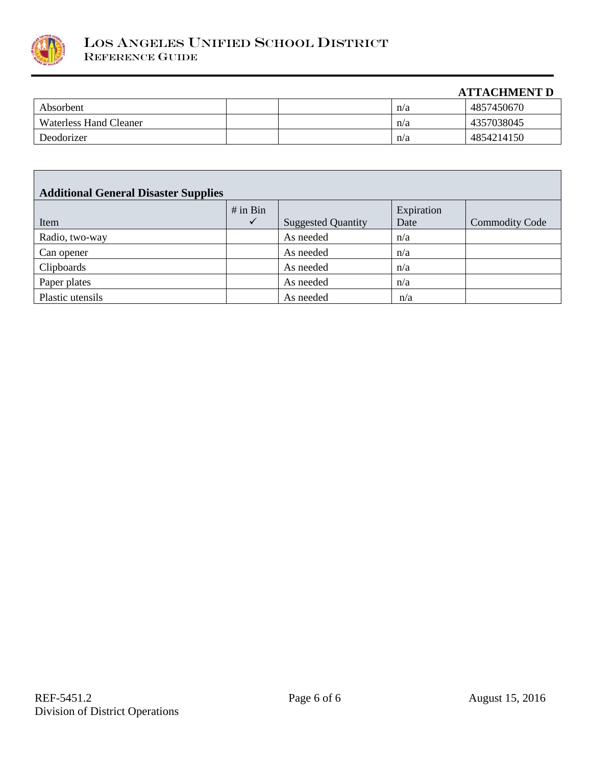**ATTACHMENT D**

| | | | | |
|---|---|---|---|---|
| Absorbent | | | n/a | 4857450670 |
| Waterless Hand Cleaner | | | n/a | 4357038045 |
| Deodorizer | | | n/a | 4854214150 |

| **Additional General Disaster Supplies** | | | | |
|---|---|---|---|---|
| Item | # in Bin ✓ | Suggested Quantity | Expiration Date | Commodity Code |
| Radio, two-way | | As needed | n/a | |
| Can opener | | As needed | n/a | |
| Clipboards | | As needed | n/a | |
| Paper plates | | As needed | n/a | |
| Plastic utensils | | As needed | n/a | |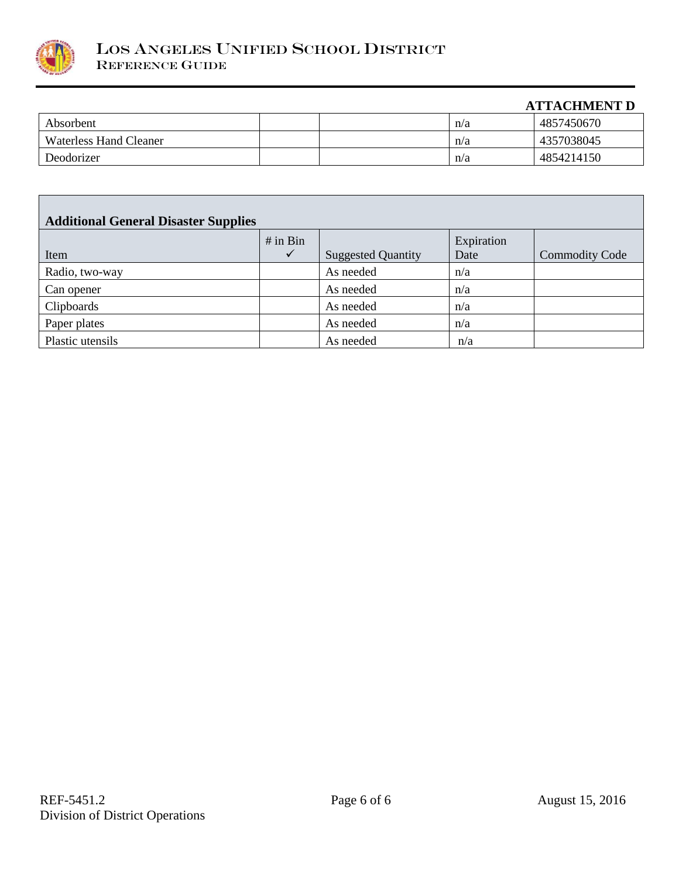**ATTACHMENT D**

| | | | | |
|---|---|---|---|---|
| Absorbent | | | n/a | 4857450670 |
| Waterless Hand Cleaner | | | n/a | 4357038045 |
| Deodorizer | | | n/a | 4854214150 |

**Additional General Disaster Supplies**

| Item | # in Bin ✓ | Suggested Quantity | Expiration Date | Commodity Code |
|---|---|---|---|---|
| Radio, two-way | | As needed | n/a | |
| Can opener | | As needed | n/a | |
| Clipboards | | As needed | n/a | |
| Paper plates | | As needed | n/a | |
| Plastic utensils | | As needed | n/a | |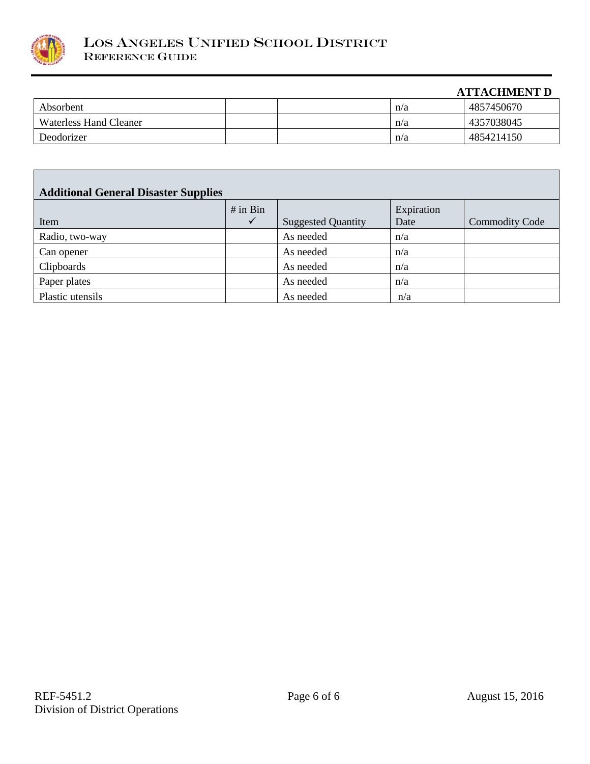**ATTACHMENT D**

| | | | | |
|---|---|---|---|---|
| Absorbent | | | n/a | 4857450670 |
| Waterless Hand Cleaner | | | n/a | 4357038045 |
| Deodorizer | | | n/a | 4854214150 |

| **Additional General Disaster Supplies** | | | | |
|---|---|---|---|---|
| Item | # in Bin ✓ | Suggested Quantity | Expiration Date | Commodity Code |
| Radio, two-way | | As needed | n/a | |
| Can opener | | As needed | n/a | |
| Clipboards | | As needed | n/a | |
| Paper plates | | As needed | n/a | |
| Plastic utensils | | As needed | n/a | |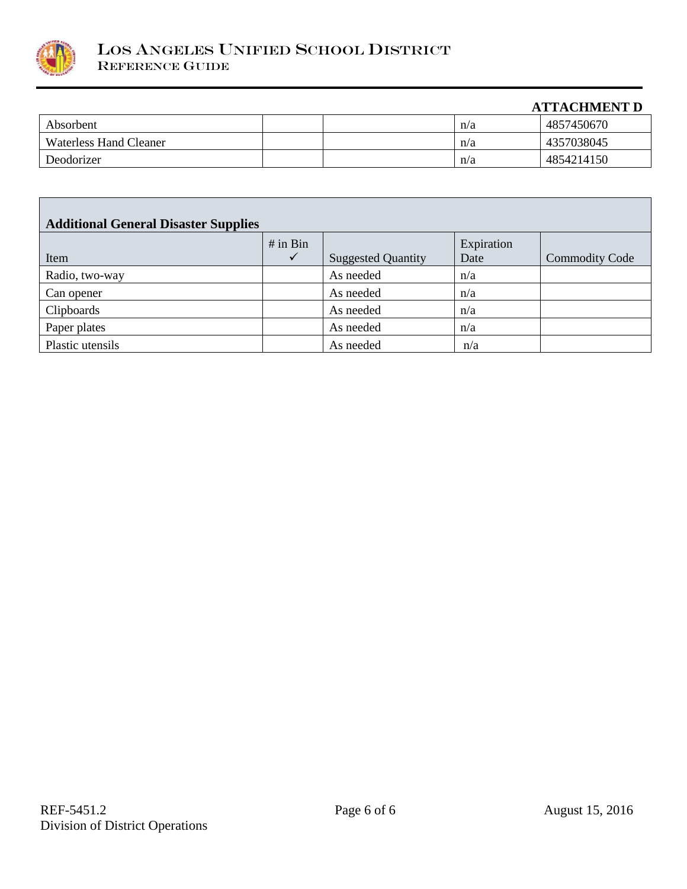**ATTACHMENT D**

| | | | | |
|---|---|---|---|---|
| Absorbent | | | n/a | 4857450670 |
| Waterless Hand Cleaner | | | n/a | 4357038045 |
| Deodorizer | | | n/a | 4854214150 |

| **Additional General Disaster Supplies** | | | | |
|---|---|---|---|---|
| Item | # in Bin ✓ | Suggested Quantity | Expiration Date | Commodity Code |
| Radio, two-way | | As needed | n/a | |
| Can opener | | As needed | n/a | |
| Clipboards | | As needed | n/a | |
| Paper plates | | As needed | n/a | |
| Plastic utensils | | As needed | n/a | |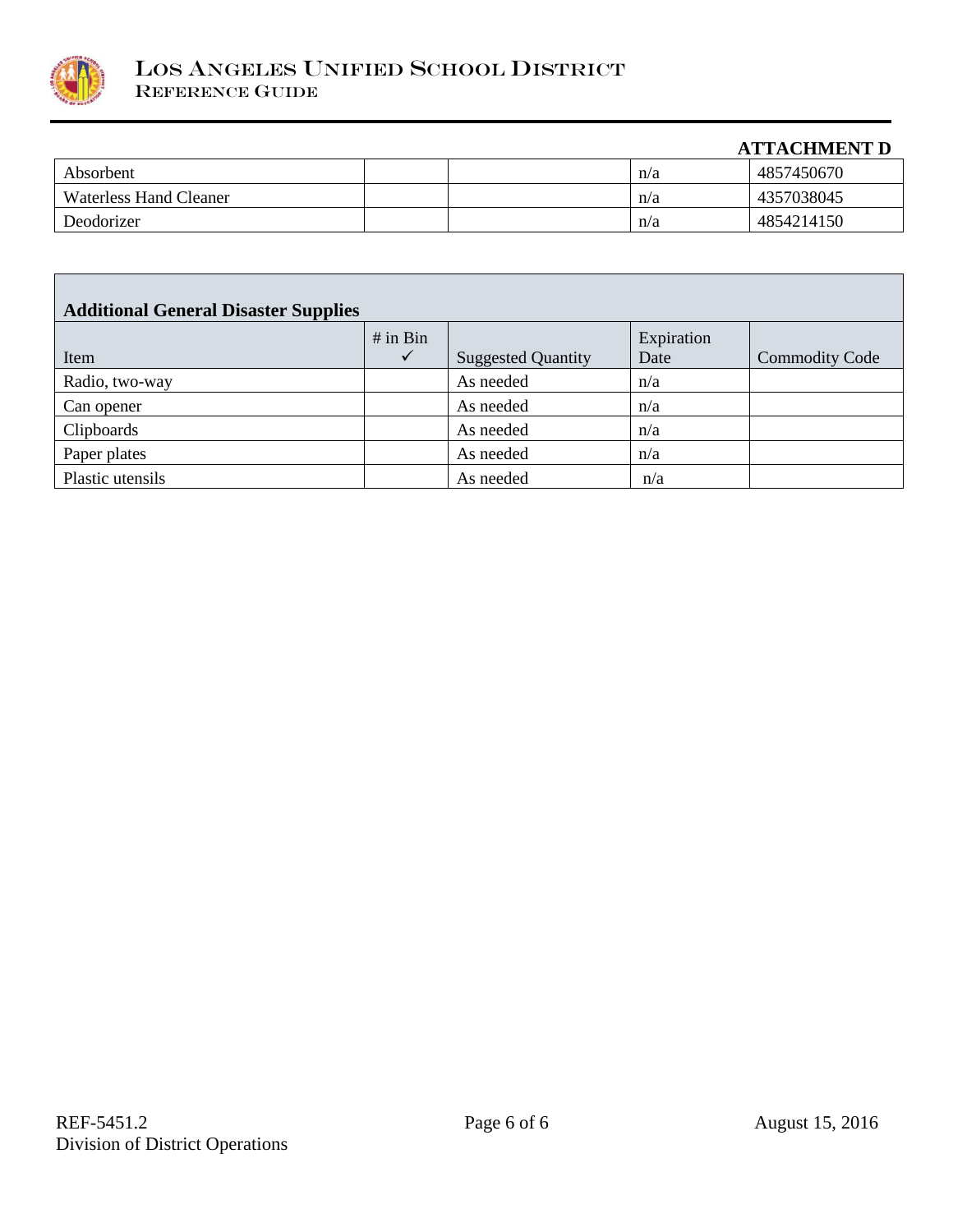**ATTACHMENT D**

| | | | | |
|---|---|---|---|---|
| Absorbent | | | n/a | 4857450670 |
| Waterless Hand Cleaner | | | n/a | 4357038045 |
| Deodorizer | | | n/a | 4854214150 |

**Additional General Disaster Supplies**

| Item | # in Bin ✓ | Suggested Quantity | Expiration Date | Commodity Code |
|---|---|---|---|---|
| Radio, two-way | | As needed | n/a | |
| Can opener | | As needed | n/a | |
| Clipboards | | As needed | n/a | |
| Paper plates | | As needed | n/a | |
| Plastic utensils | | As needed | n/a | |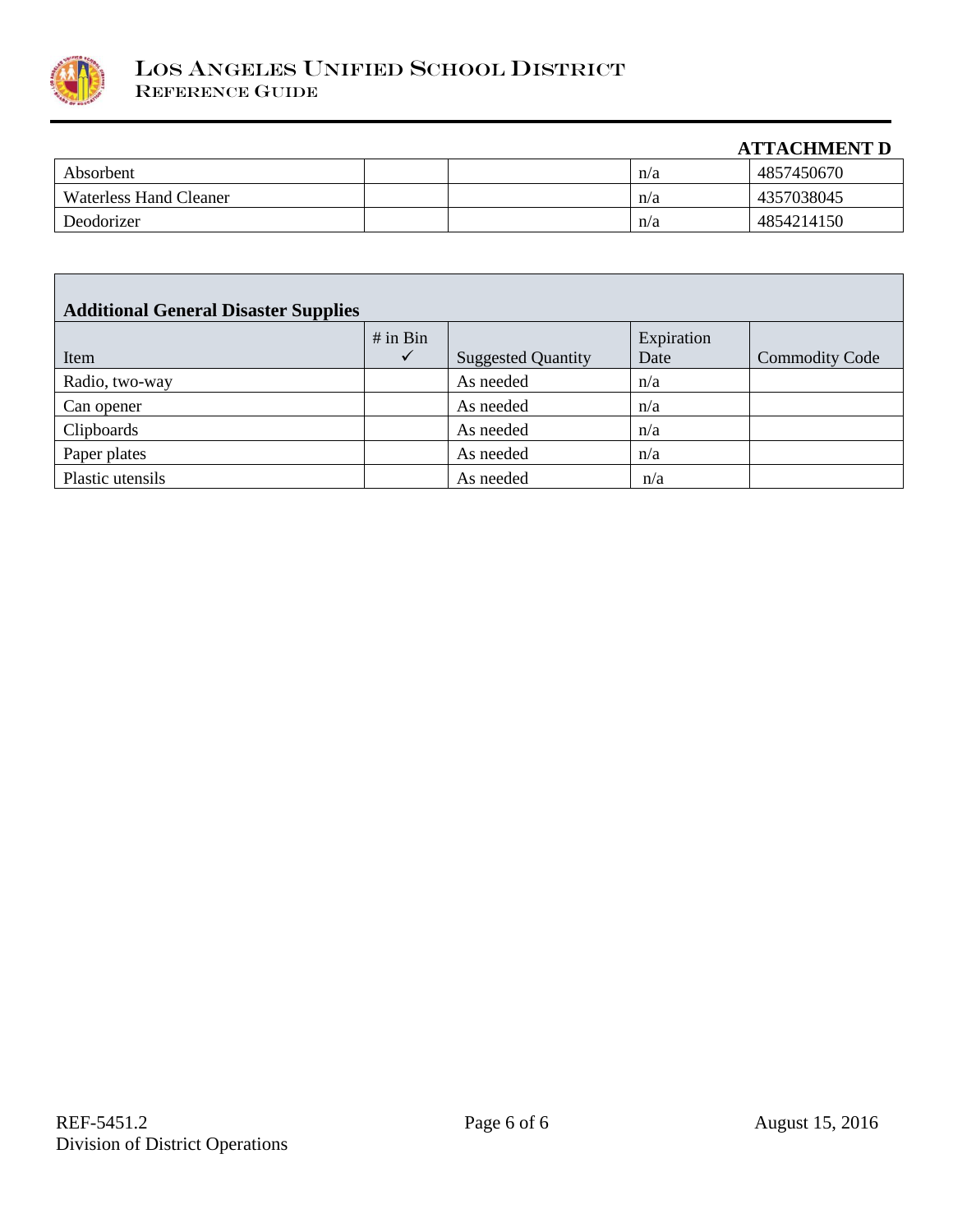**ATTACHMENT D**

| | | | | |
|---|---|---|---|---|
| Absorbent | | | n/a | 4857450670 |
| Waterless Hand Cleaner | | | n/a | 4357038045 |
| Deodorizer | | | n/a | 4854214150 |

| Additional General Disaster Supplies | | | | |
|---|---|---|---|---|
| Item | # in Bin ✓ | Suggested Quantity | Expiration Date | Commodity Code |
| Radio, two-way | | As needed | n/a | |
| Can opener | | As needed | n/a | |
| Clipboards | | As needed | n/a | |
| Paper plates | | As needed | n/a | |
| Plastic utensils | | As needed | n/a | |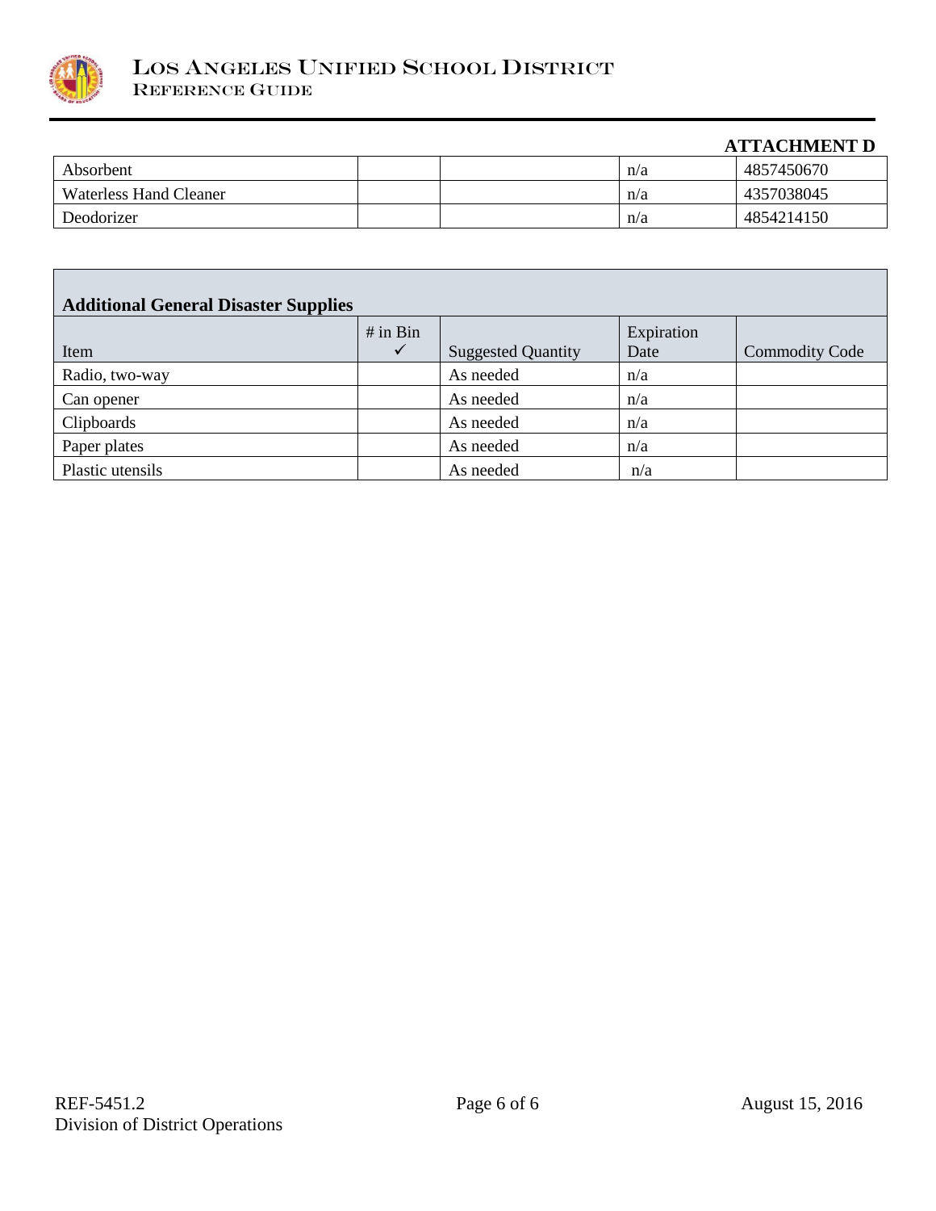**ATTACHMENT D**

| | | | | |
|---|---|---|---|---|
| Absorbent | | | n/a | 4857450670 |
| Waterless Hand Cleaner | | | n/a | 4357038045 |
| Deodorizer | | | n/a | 4854214150 |

| **Additional General Disaster Supplies** | | | | |
|---|---|---|---|---|
| Item | # in Bin ✓ | Suggested Quantity | Expiration Date | Commodity Code |
| Radio, two-way | | As needed | n/a | |
| Can opener | | As needed | n/a | |
| Clipboards | | As needed | n/a | |
| Paper plates | | As needed | n/a | |
| Plastic utensils | | As needed | n/a | |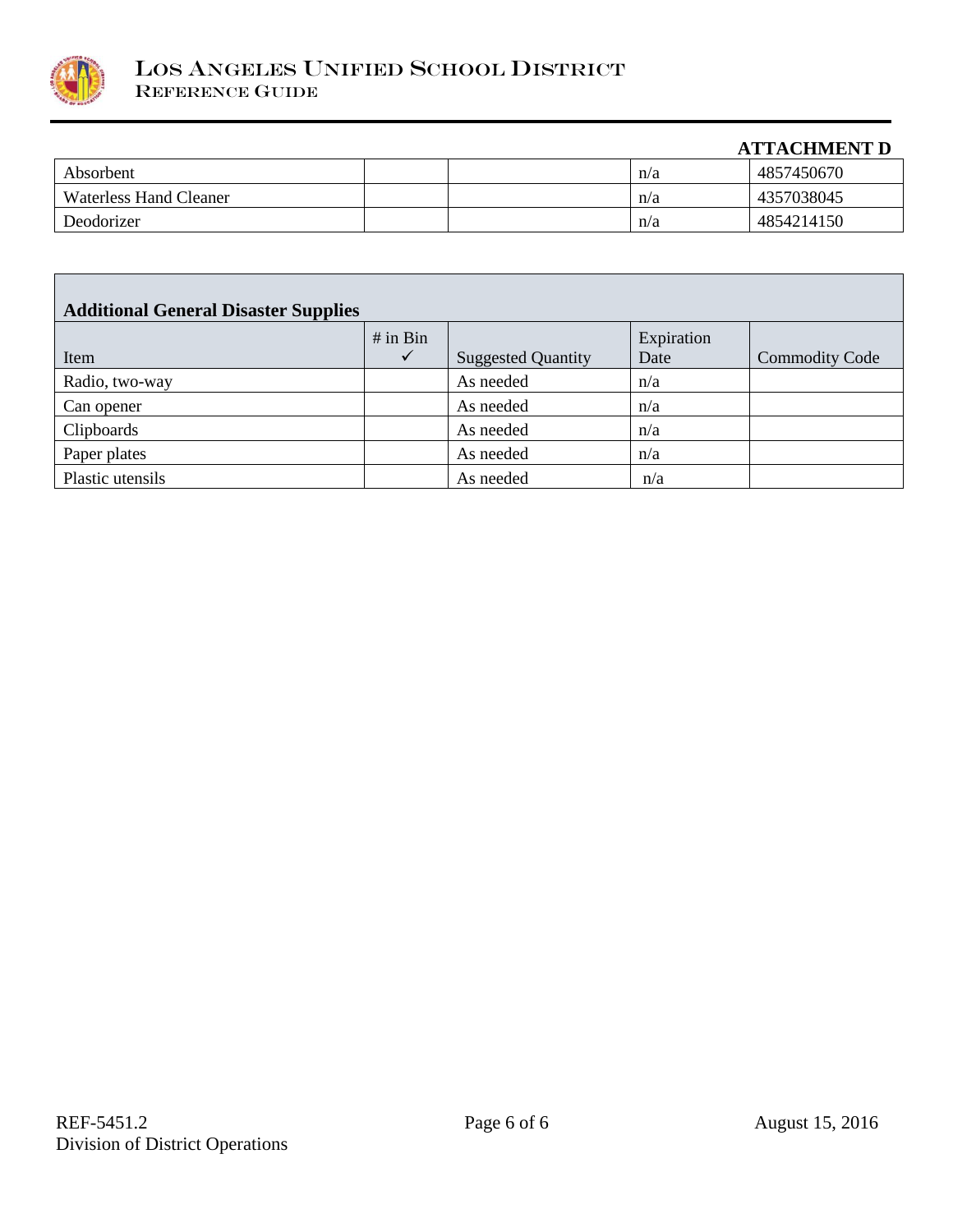**ATTACHMENT D**

| | | | | |
|---|---|---|---|---|
| Absorbent | | | n/a | 4857450670 |
| Waterless Hand Cleaner | | | n/a | 4357038045 |
| Deodorizer | | | n/a | 4854214150 |

**Additional General Disaster Supplies**

| Item | # in Bin ✓ | Suggested Quantity | Expiration Date | Commodity Code |
|---|---|---|---|---|
| Radio, two-way | | As needed | n/a | |
| Can opener | | As needed | n/a | |
| Clipboards | | As needed | n/a | |
| Paper plates | | As needed | n/a | |
| Plastic utensils | | As needed | n/a | |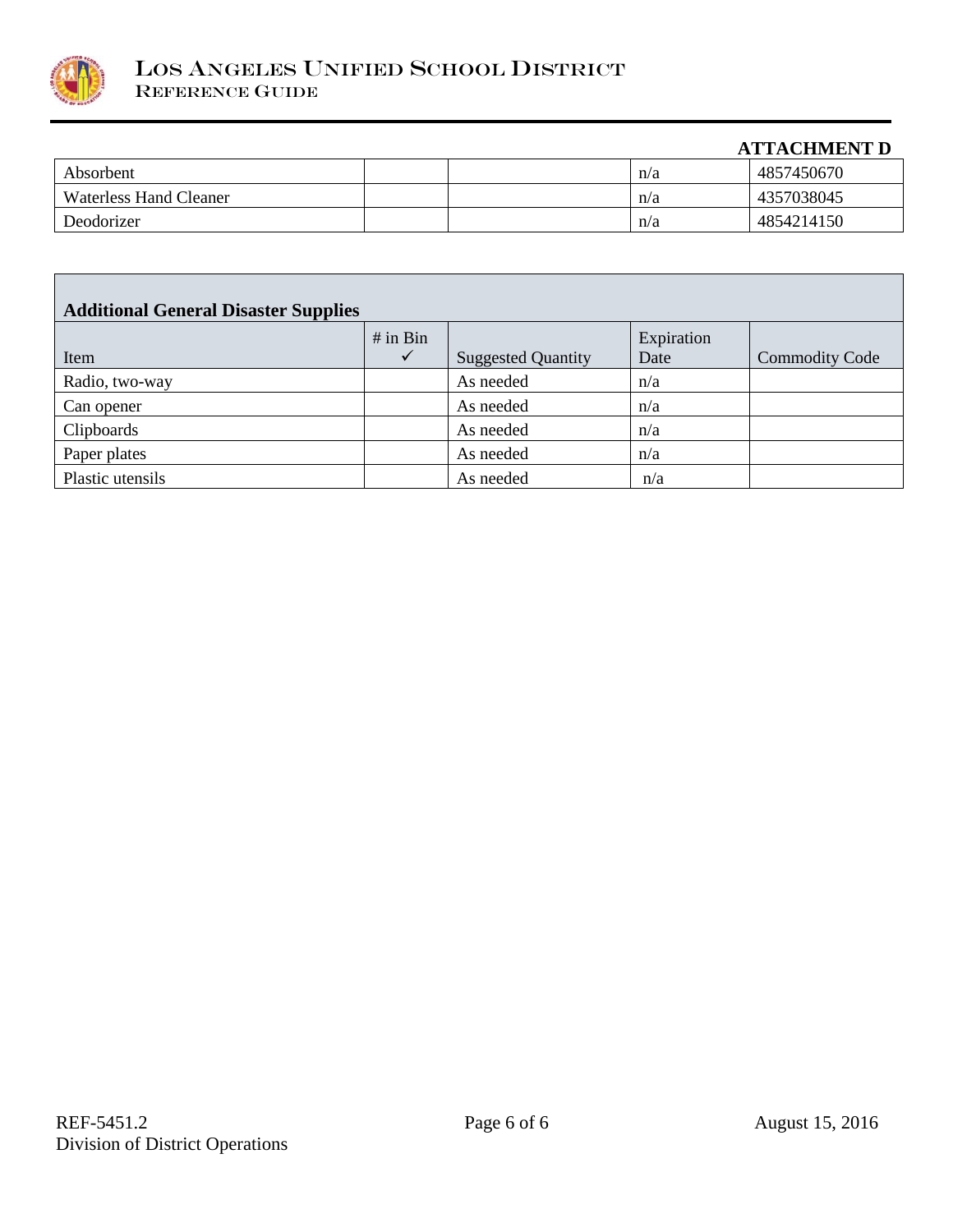**ATTACHMENT D**

| | | | | |
|---|---|---|---|---|
| Absorbent | | | n/a | 4857450670 |
| Waterless Hand Cleaner | | | n/a | 4357038045 |
| Deodorizer | | | n/a | 4854214150 |

**Additional General Disaster Supplies**

| Item | # in Bin ✓ | Suggested Quantity | Expiration Date | Commodity Code |
|---|---|---|---|---|
| Radio, two-way | | As needed | n/a | |
| Can opener | | As needed | n/a | |
| Clipboards | | As needed | n/a | |
| Paper plates | | As needed | n/a | |
| Plastic utensils | | As needed | n/a | |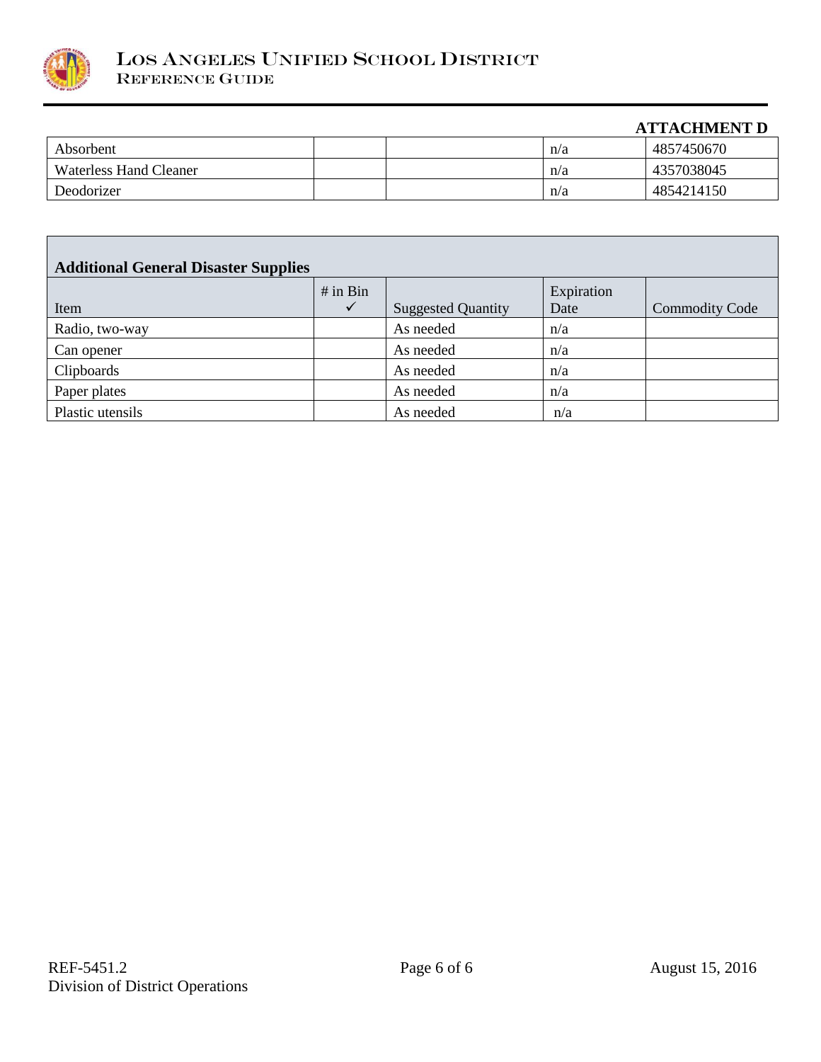**ATTACHMENT D**

| | | | | |
|---|---|---|---|---|
| Absorbent | | | n/a | 4857450670 |
| Waterless Hand Cleaner | | | n/a | 4357038045 |
| Deodorizer | | | n/a | 4854214150 |

| **Additional General Disaster Supplies** | | | | |
|---|---|---|---|---|
| Item | # in Bin ✓ | Suggested Quantity | Expiration Date | Commodity Code |
| Radio, two-way | | As needed | n/a | |
| Can opener | | As needed | n/a | |
| Clipboards | | As needed | n/a | |
| Paper plates | | As needed | n/a | |
| Plastic utensils | | As needed | n/a | |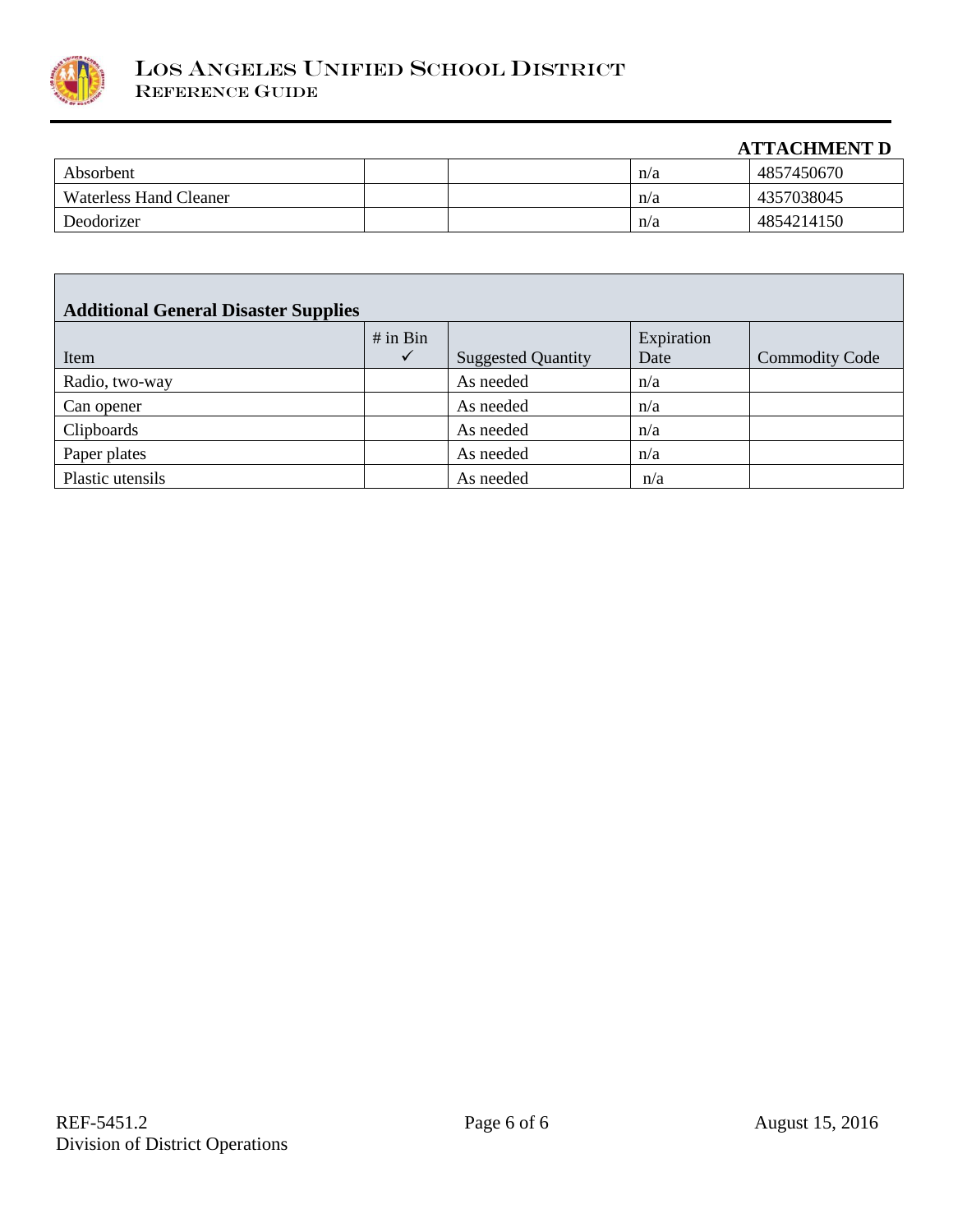**ATTACHMENT D**

| | | | | |
|---|---|---|---|---|
| Absorbent | | | n/a | 4857450670 |
| Waterless Hand Cleaner | | | n/a | 4357038045 |
| Deodorizer | | | n/a | 4854214150 |

| **Additional General Disaster Supplies** | | | | |
|---|---|---|---|---|
| Item | # in Bin ✓ | Suggested Quantity | Expiration Date | Commodity Code |
| Radio, two-way | | As needed | n/a | |
| Can opener | | As needed | n/a | |
| Clipboards | | As needed | n/a | |
| Paper plates | | As needed | n/a | |
| Plastic utensils | | As needed | n/a | |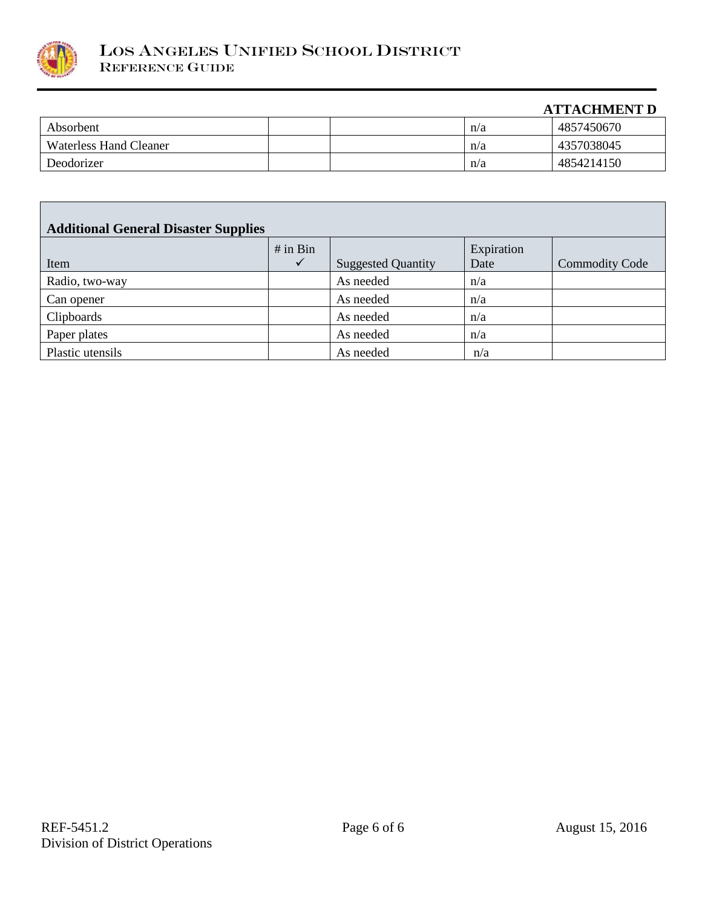**ATTACHMENT D**

| | | | | |
|---|---|---|---|---|
| Absorbent | | | n/a | 4857450670 |
| Waterless Hand Cleaner | | | n/a | 4357038045 |
| Deodorizer | | | n/a | 4854214150 |

**Additional General Disaster Supplies**

| Item | # in Bin ✓ | Suggested Quantity | Expiration Date | Commodity Code |
|---|---|---|---|---|
| Radio, two-way | | As needed | n/a | |
| Can opener | | As needed | n/a | |
| Clipboards | | As needed | n/a | |
| Paper plates | | As needed | n/a | |
| Plastic utensils | | As needed | n/a | |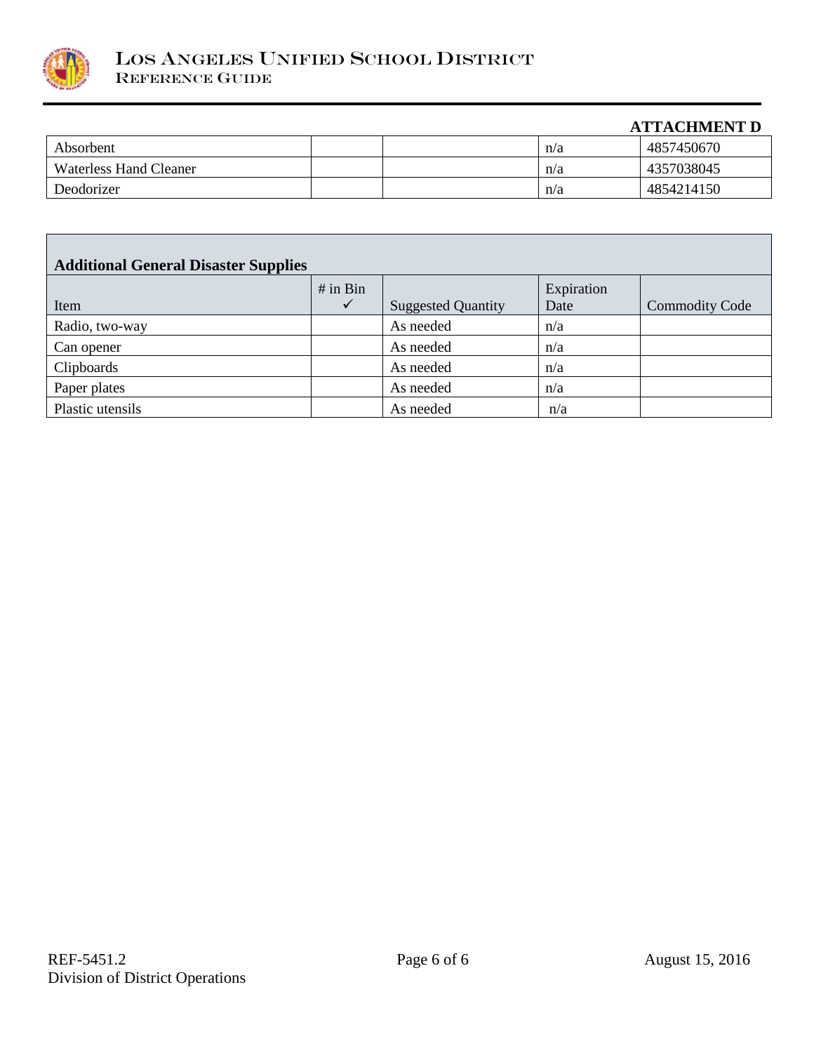**ATTACHMENT D**

| | | | | |
|---|---|---|---|---|
| Absorbent | | | n/a | 4857450670 |
| Waterless Hand Cleaner | | | n/a | 4357038045 |
| Deodorizer | | | n/a | 4854214150 |

| **Additional General Disaster Supplies** | | | | |
|---|---|---|---|---|
| Item | # in Bin ✓ | Suggested Quantity | Expiration Date | Commodity Code |
| Radio, two-way | | As needed | n/a | |
| Can opener | | As needed | n/a | |
| Clipboards | | As needed | n/a | |
| Paper plates | | As needed | n/a | |
| Plastic utensils | | As needed | n/a | |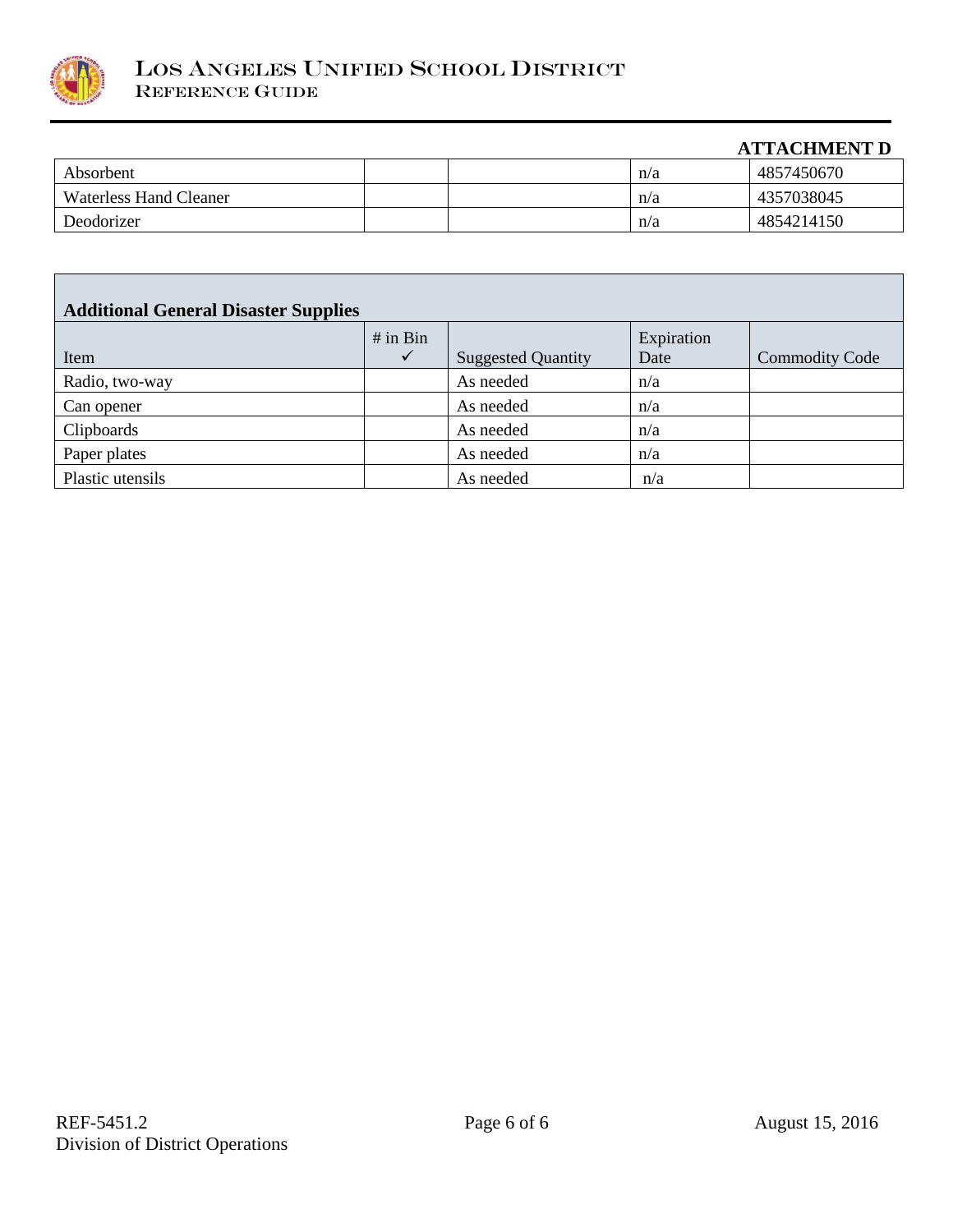**ATTACHMENT D**

| | | | | |
|---|---|---|---|---|
| Absorbent | | | n/a | 4857450670 |
| Waterless Hand Cleaner | | | n/a | 4357038045 |
| Deodorizer | | | n/a | 4854214150 |

**Additional General Disaster Supplies**

| Item | # in Bin ✓ | Suggested Quantity | Expiration Date | Commodity Code |
|---|---|---|---|---|
| Radio, two-way | | As needed | n/a | |
| Can opener | | As needed | n/a | |
| Clipboards | | As needed | n/a | |
| Paper plates | | As needed | n/a | |
| Plastic utensils | | As needed | n/a | |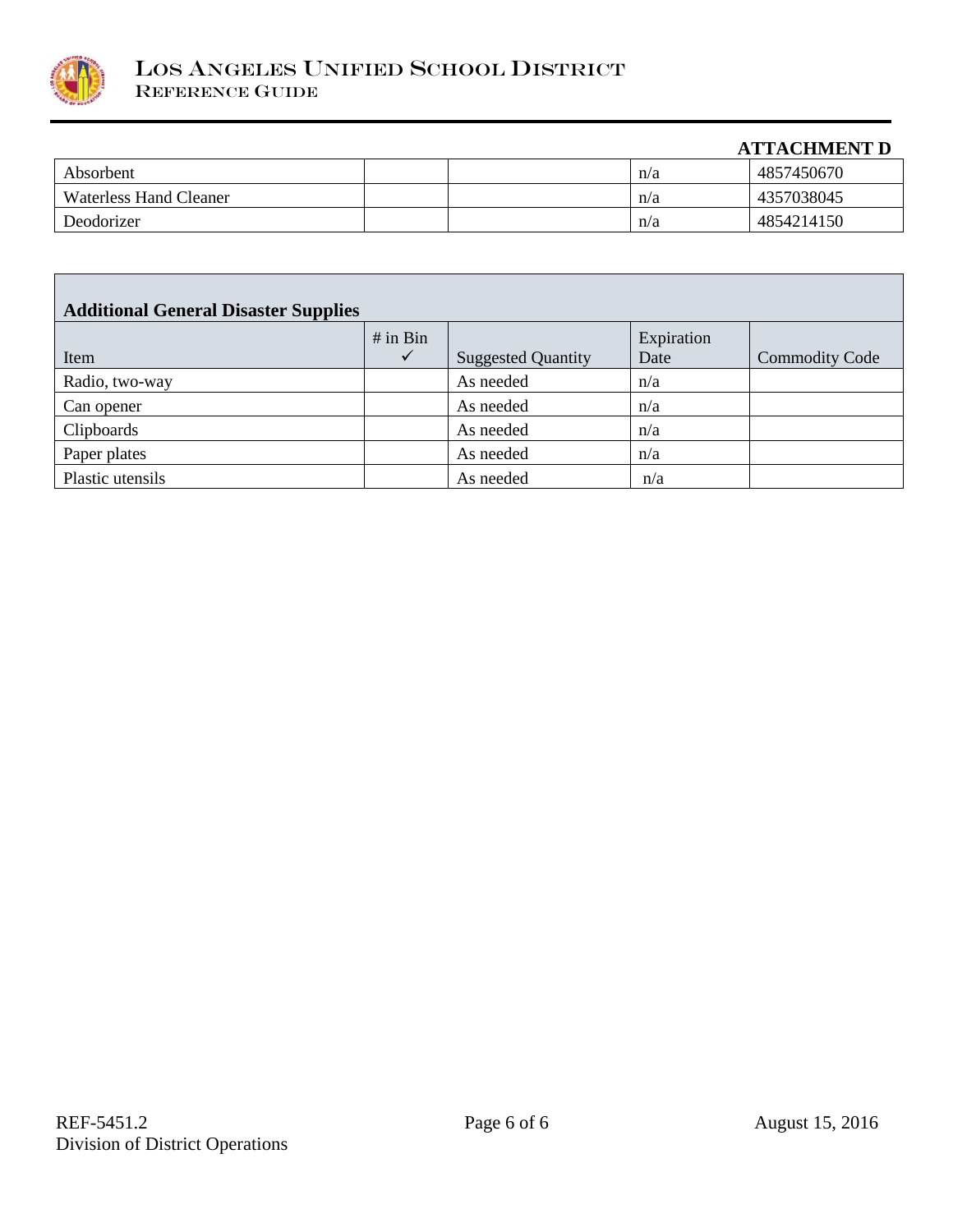**ATTACHMENT D**

| | | | | |
|---|---|---|---|---|
| Absorbent | | | n/a | 4857450670 |
| Waterless Hand Cleaner | | | n/a | 4357038045 |
| Deodorizer | | | n/a | 4854214150 |

| **Additional General Disaster Supplies** | | | | |
|---|---|---|---|---|
| Item | # in Bin ✓ | Suggested Quantity | Expiration Date | Commodity Code |
| Radio, two-way | | As needed | n/a | |
| Can opener | | As needed | n/a | |
| Clipboards | | As needed | n/a | |
| Paper plates | | As needed | n/a | |
| Plastic utensils | | As needed | n/a | |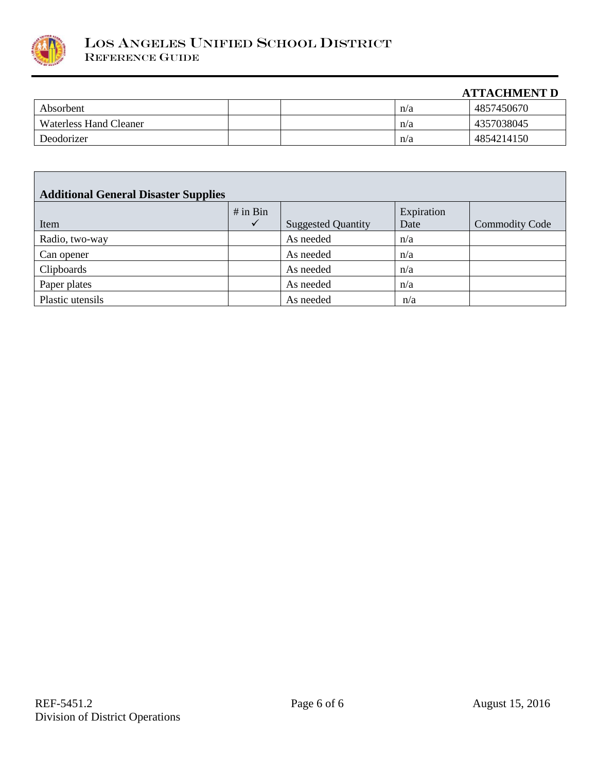**ATTACHMENT D**

| | | | | |
|---|---|---|---|---|
| Absorbent | | | n/a | 4857450670 |
| Waterless Hand Cleaner | | | n/a | 4357038045 |
| Deodorizer | | | n/a | 4854214150 |

| **Additional General Disaster Supplies** | | | | |
|---|---|---|---|---|
| Item | # in Bin ✓ | Suggested Quantity | Expiration Date | Commodity Code |
| Radio, two-way | | As needed | n/a | |
| Can opener | | As needed | n/a | |
| Clipboards | | As needed | n/a | |
| Paper plates | | As needed | n/a | |
| Plastic utensils | | As needed | n/a | |